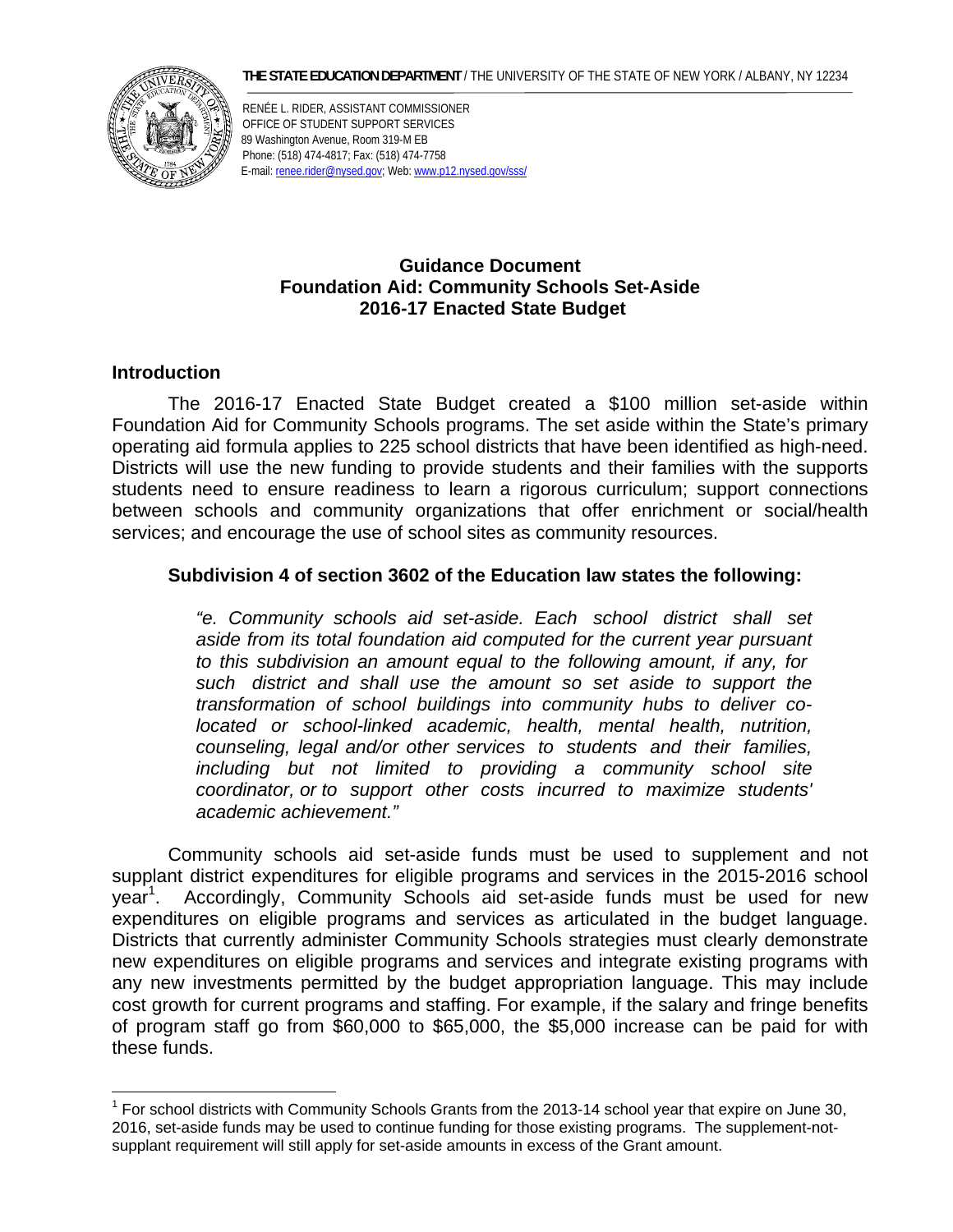**THE STATE EDUCATION DEPARTMENT** / THE UNIVERSITY OF THE STATE OF NEW YORK / ALBANY, NY 12234

RENÉE L. RIDER, ASSISTANT COMMISSIONER
OFFICE OF STUDENT SUPPORT SERVICES
89 Washington Avenue, Room 319-M EB
Phone: (518) 474-4817; Fax: (518) 474-7758
E-mail: renee.rider@nysed.gov; Web: www.p12.nysed.gov/sss/

# Guidance Document
# Foundation Aid: Community Schools Set-Aside
# 2016-17 Enacted State Budget

## Introduction

The 2016-17 Enacted State Budget created a $100 million set-aside within Foundation Aid for Community Schools programs. The set aside within the State's primary operating aid formula applies to 225 school districts that have been identified as high-need. Districts will use the new funding to provide students and their families with the supports students need to ensure readiness to learn a rigorous curriculum; support connections between schools and community organizations that offer enrichment or social/health services; and encourage the use of school sites as community resources.

**Subdivision 4 of section 3602 of the Education law states the following:**

> *"e. Community schools aid set-aside. Each school district shall set aside from its total foundation aid computed for the current year pursuant to this subdivision an amount equal to the following amount, if any, for such district and shall use the amount so set aside to support the transformation of school buildings into community hubs to deliver co-located or school-linked academic, health, mental health, nutrition, counseling, legal and/or other services to students and their families, including but not limited to providing a community school site coordinator, or to support other costs incurred to maximize students' academic achievement."*

Community schools aid set-aside funds must be used to supplement and not supplant district expenditures for eligible programs and services in the 2015-2016 school year[1]. Accordingly, Community Schools aid set-aside funds must be used for new expenditures on eligible programs and services as articulated in the budget language. Districts that currently administer Community Schools strategies must clearly demonstrate new expenditures on eligible programs and services and integrate existing programs with any new investments permitted by the budget appropriation language. This may include cost growth for current programs and staffing. For example, if the salary and fringe benefits of program staff go from $60,000 to $65,000, the $5,000 increase can be paid for with these funds.

---

[1] For school districts with Community Schools Grants from the 2013-14 school year that expire on June 30, 2016, set-aside funds may be used to continue funding for those existing programs. The supplement-not-supplant requirement will still apply for set-aside amounts in excess of the Grant amount.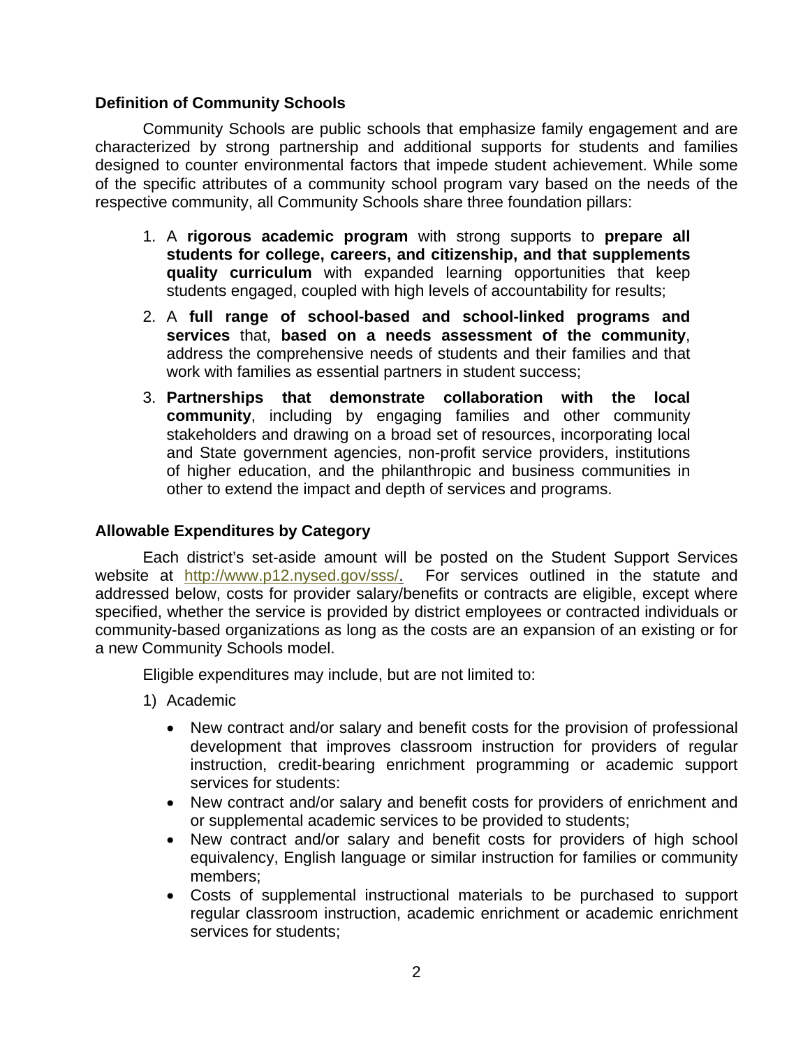**Definition of Community Schools**

Community Schools are public schools that emphasize family engagement and are characterized by strong partnership and additional supports for students and families designed to counter environmental factors that impede student achievement. While some of the specific attributes of a community school program vary based on the needs of the respective community, all Community Schools share three foundation pillars:

1. A **rigorous academic program** with strong supports to **prepare all students for college, careers, and citizenship, and that supplements quality curriculum** with expanded learning opportunities that keep students engaged, coupled with high levels of accountability for results;
2. A **full range of school-based and school-linked programs and services** that, **based on a needs assessment of the community**, address the comprehensive needs of students and their families and that work with families as essential partners in student success;
3. **Partnerships that demonstrate collaboration with the local community**, including by engaging families and other community stakeholders and drawing on a broad set of resources, incorporating local and State government agencies, non-profit service providers, institutions of higher education, and the philanthropic and business communities in other to extend the impact and depth of services and programs.

**Allowable Expenditures by Category**

Each district's set-aside amount will be posted on the Student Support Services website at http://www.p12.nysed.gov/sss/. For services outlined in the statute and addressed below, costs for provider salary/benefits or contracts are eligible, except where specified, whether the service is provided by district employees or contracted individuals or community-based organizations as long as the costs are an expansion of an existing or for a new Community Schools model.

Eligible expenditures may include, but are not limited to:

1) Academic

- New contract and/or salary and benefit costs for the provision of professional development that improves classroom instruction for providers of regular instruction, credit-bearing enrichment programming or academic support services for students:
- New contract and/or salary and benefit costs for providers of enrichment and or supplemental academic services to be provided to students;
- New contract and/or salary and benefit costs for providers of high school equivalency, English language or similar instruction for families or community members;
- Costs of supplemental instructional materials to be purchased to support regular classroom instruction, academic enrichment or academic enrichment services for students;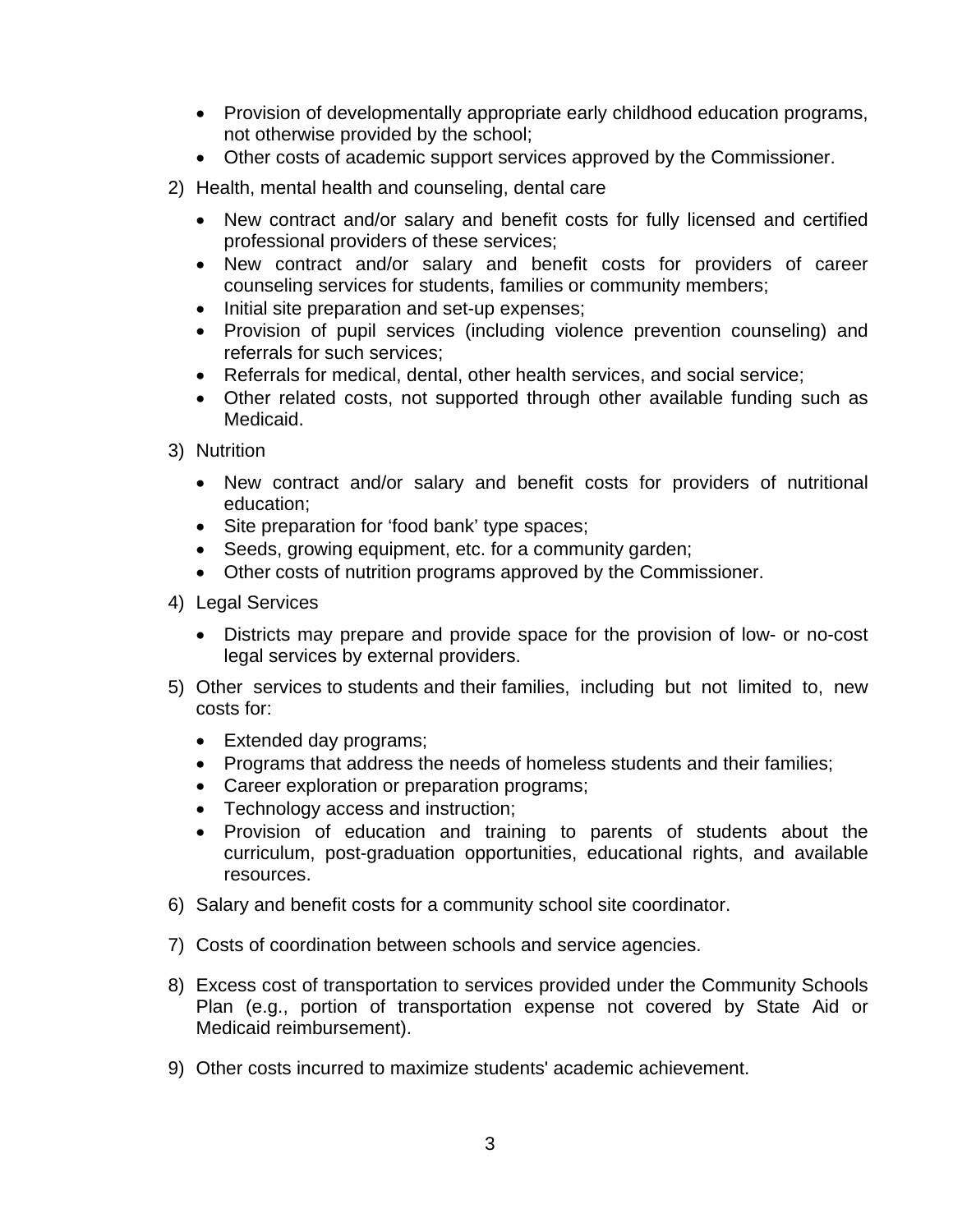- Provision of developmentally appropriate early childhood education programs, not otherwise provided by the school;
- Other costs of academic support services approved by the Commissioner.

2) Health, mental health and counseling, dental care

   - New contract and/or salary and benefit costs for fully licensed and certified professional providers of these services;
   - New contract and/or salary and benefit costs for providers of career counseling services for students, families or community members;
   - Initial site preparation and set-up expenses;
   - Provision of pupil services (including violence prevention counseling) and referrals for such services;
   - Referrals for medical, dental, other health services, and social service;
   - Other related costs, not supported through other available funding such as Medicaid.

3) Nutrition

   - New contract and/or salary and benefit costs for providers of nutritional education;
   - Site preparation for 'food bank' type spaces;
   - Seeds, growing equipment, etc. for a community garden;
   - Other costs of nutrition programs approved by the Commissioner.

4) Legal Services

   - Districts may prepare and provide space for the provision of low- or no-cost legal services by external providers.

5) Other services to students and their families, including but not limited to, new costs for:

   - Extended day programs;
   - Programs that address the needs of homeless students and their families;
   - Career exploration or preparation programs;
   - Technology access and instruction;
   - Provision of education and training to parents of students about the curriculum, post-graduation opportunities, educational rights, and available resources.

6) Salary and benefit costs for a community school site coordinator.

7) Costs of coordination between schools and service agencies.

8) Excess cost of transportation to services provided under the Community Schools Plan (e.g., portion of transportation expense not covered by State Aid or Medicaid reimbursement).

9) Other costs incurred to maximize students' academic achievement.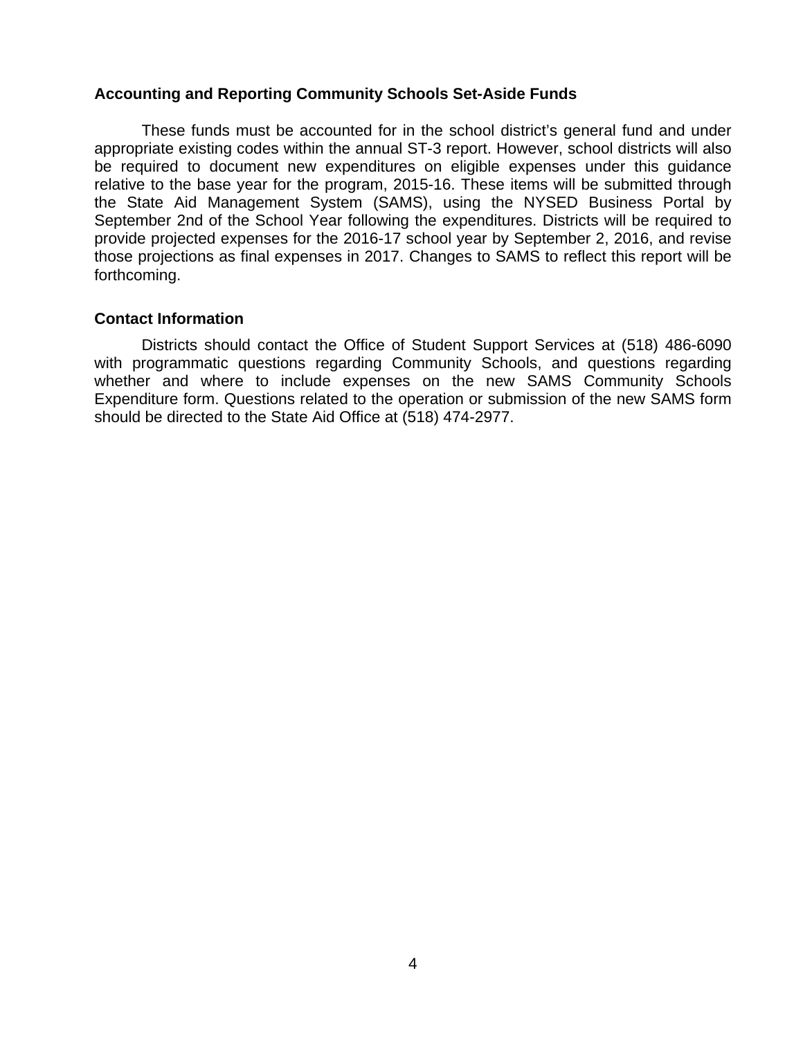### Accounting and Reporting Community Schools Set-Aside Funds

These funds must be accounted for in the school district's general fund and under appropriate existing codes within the annual ST-3 report. However, school districts will also be required to document new expenditures on eligible expenses under this guidance relative to the base year for the program, 2015-16. These items will be submitted through the State Aid Management System (SAMS), using the NYSED Business Portal by September 2nd of the School Year following the expenditures. Districts will be required to provide projected expenses for the 2016-17 school year by September 2, 2016, and revise those projections as final expenses in 2017. Changes to SAMS to reflect this report will be forthcoming.

### Contact Information

Districts should contact the Office of Student Support Services at (518) 486-6090 with programmatic questions regarding Community Schools, and questions regarding whether and where to include expenses on the new SAMS Community Schools Expenditure form. Questions related to the operation or submission of the new SAMS form should be directed to the State Aid Office at (518) 474-2977.